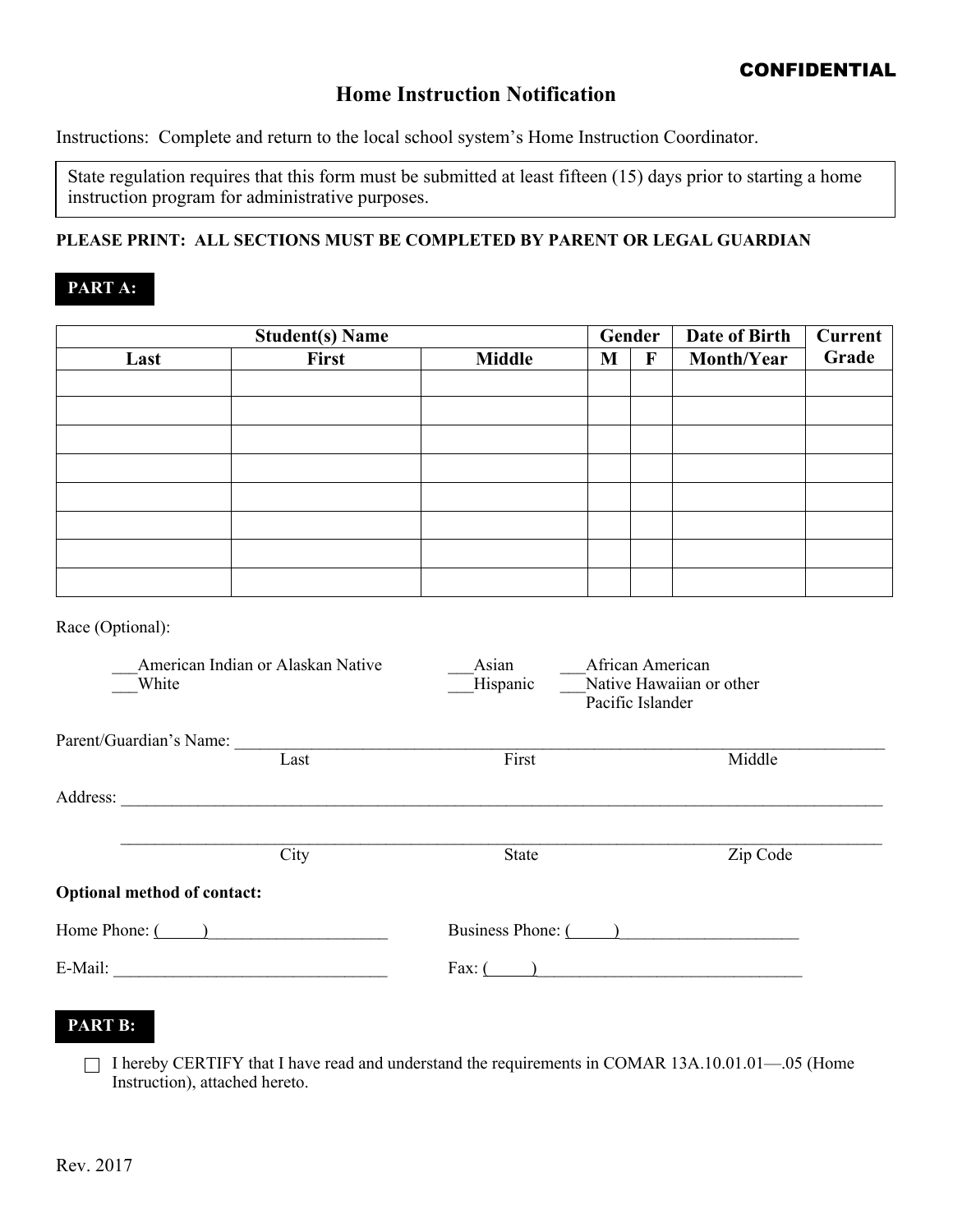**CONFIDENTIAL**

# Home Instruction Notification

Instructions: Complete and return to the local school system's Home Instruction Coordinator.

State regulation requires that this form must be submitted at least fifteen (15) days prior to starting a home instruction program for administrative purposes.

**PLEASE PRINT: ALL SECTIONS MUST BE COMPLETED BY PARENT OR LEGAL GUARDIAN**

## PART A:

| Student(s) Name | | | Gender | | Date of Birth | Current Grade |
|---|---|---|---|---|---|---|
| Last | First | Middle | M | F | Month/Year | |
| | | | | | | |
| | | | | | | |
| | | | | | | |
| | | | | | | |
| | | | | | | |
| | | | | | | |
| | | | | | | |
| | | | | | | |

Race (Optional):

___American Indian or Alaskan Native
___White
___Asian
___Hispanic
___African American
___Native Hawaiian or other Pacific Islander

Parent/Guardian's Name: ___________________________________________
Last First Middle

Address: ___________________________________________

___________________________________________
City State Zip Code

**Optional method of contact:**

Home Phone: (     )____________________

Business Phone: (     )____________________

E-Mail: ________________________________

Fax: (     )________________________________

## PART B:

☐ I hereby CERTIFY that I have read and understand the requirements in COMAR 13A.10.01.01—.05 (Home Instruction), attached hereto.

Rev. 2017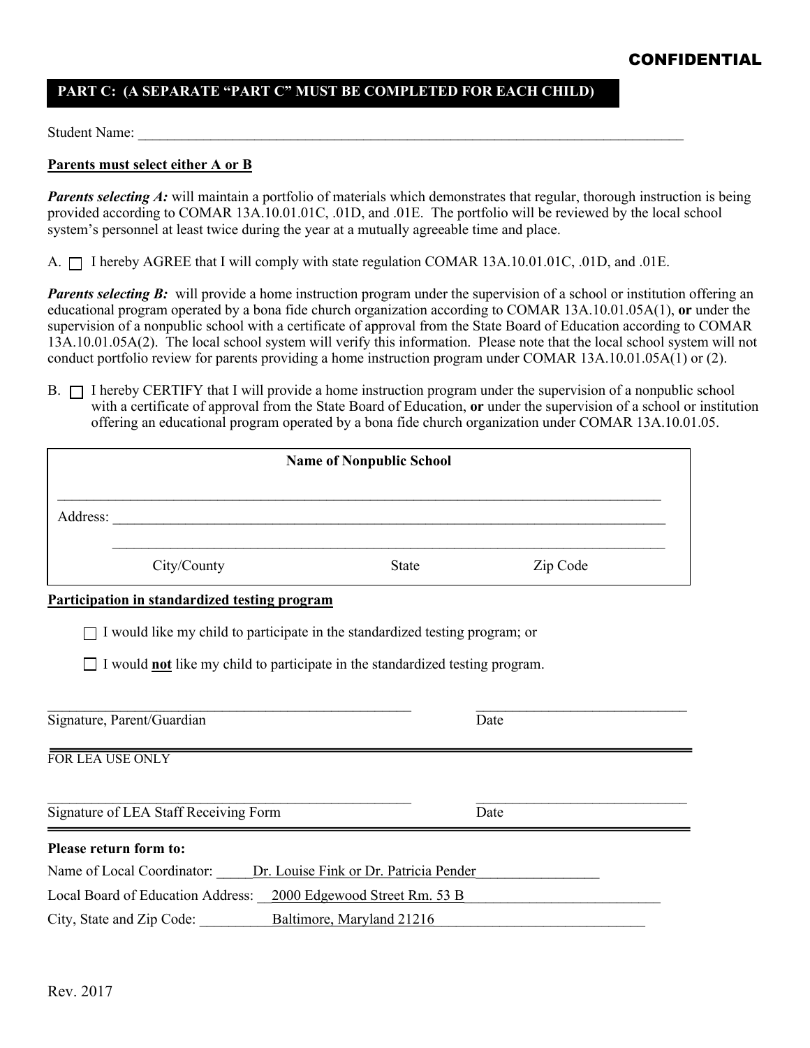**CONFIDENTIAL**

## PART C: (A SEPARATE "PART C" MUST BE COMPLETED FOR EACH CHILD)

Student Name: ___________________________________________________________________________

**Parents must select either A or B**

***Parents selecting A:*** will maintain a portfolio of materials which demonstrates that regular, thorough instruction is being provided according to COMAR 13A.10.01.01C, .01D, and .01E. The portfolio will be reviewed by the local school system's personnel at least twice during the year at a mutually agreeable time and place.

A. ☐ I hereby AGREE that I will comply with state regulation COMAR 13A.10.01.01C, .01D, and .01E.

***Parents selecting B:*** will provide a home instruction program under the supervision of a school or institution offering an educational program operated by a bona fide church organization according to COMAR 13A.10.01.05A(1), **or** under the supervision of a nonpublic school with a certificate of approval from the State Board of Education according to COMAR 13A.10.01.05A(2). The local school system will verify this information. Please note that the local school system will not conduct portfolio review for parents providing a home instruction program under COMAR 13A.10.01.05A(1) or (2).

B. ☐ I hereby CERTIFY that I will provide a home instruction program under the supervision of a nonpublic school with a certificate of approval from the State Board of Education, **or** under the supervision of a school or institution offering an educational program operated by a bona fide church organization under COMAR 13A.10.01.05.

**Name of Nonpublic School**

_______________________________________________________________________________

Address: _______________________________________________________________________

_______________________________________________________________________

City/County　　　　　　State　　　　　　Zip Code

**Participation in standardized testing program**

☐ I would like my child to participate in the standardized testing program; or

☐ I would **not** like my child to participate in the standardized testing program.

_______________________________________　　　　_________________________

Signature, Parent/Guardian　　　　　　　　　　　　Date

FOR LEA USE ONLY

_______________________________________　　　　_________________________

Signature of LEA Staff Receiving Form　　　　　　　Date

**Please return form to:**

Name of Local Coordinator: Dr. Louise Fink or Dr. Patricia Pender

Local Board of Education Address: 2000 Edgewood Street Rm. 53 B

City, State and Zip Code: Baltimore, Maryland 21216

Rev. 2017